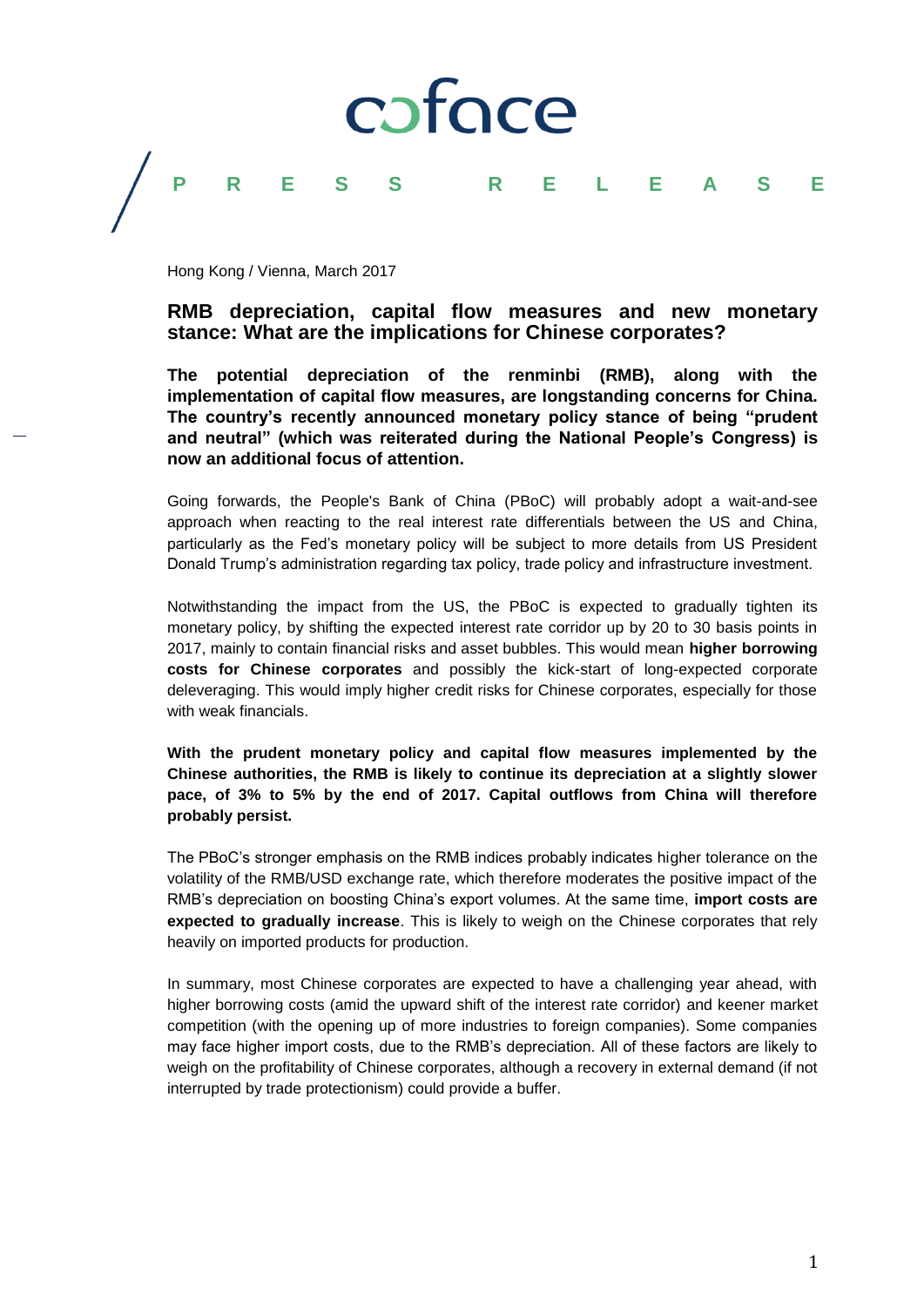coface

PRESS RELEASE

Hong Kong / Vienna, March 2017

## RMB depreciation, capital flow measures and new monetary stance: What are the implications for Chinese corporates?

**The potential depreciation of the renminbi (RMB), along with the implementation of capital flow measures, are longstanding concerns for China. The country's recently announced monetary policy stance of being "prudent and neutral" (which was reiterated during the National People's Congress) is now an additional focus of attention.**

Going forwards, the People's Bank of China (PBoC) will probably adopt a wait-and-see approach when reacting to the real interest rate differentials between the US and China, particularly as the Fed's monetary policy will be subject to more details from US President Donald Trump's administration regarding tax policy, trade policy and infrastructure investment.

Notwithstanding the impact from the US, the PBoC is expected to gradually tighten its monetary policy, by shifting the expected interest rate corridor up by 20 to 30 basis points in 2017, mainly to contain financial risks and asset bubbles. This would mean **higher borrowing costs for Chinese corporates** and possibly the kick-start of long-expected corporate deleveraging. This would imply higher credit risks for Chinese corporates, especially for those with weak financials.

**With the prudent monetary policy and capital flow measures implemented by the Chinese authorities, the RMB is likely to continue its depreciation at a slightly slower pace, of 3% to 5% by the end of 2017. Capital outflows from China will therefore probably persist.**

The PBoC's stronger emphasis on the RMB indices probably indicates higher tolerance on the volatility of the RMB/USD exchange rate, which therefore moderates the positive impact of the RMB's depreciation on boosting China's export volumes. At the same time, **import costs are expected to gradually increase**. This is likely to weigh on the Chinese corporates that rely heavily on imported products for production.

In summary, most Chinese corporates are expected to have a challenging year ahead, with higher borrowing costs (amid the upward shift of the interest rate corridor) and keener market competition (with the opening up of more industries to foreign companies). Some companies may face higher import costs, due to the RMB's depreciation. All of these factors are likely to weigh on the profitability of Chinese corporates, although a recovery in external demand (if not interrupted by trade protectionism) could provide a buffer.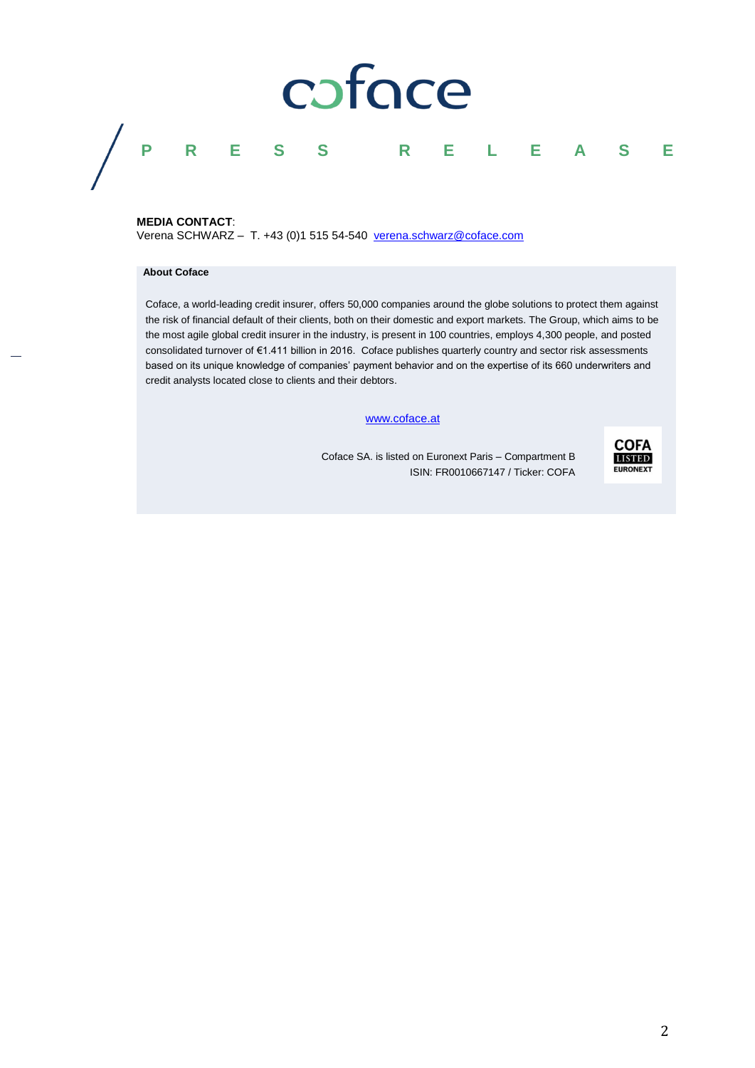**MEDIA CONTACT**:
Verena SCHWARZ – T. +43 (0)1 515 54-540 verena.schwarz@coface.com

**About Coface**

Coface, a world-leading credit insurer, offers 50,000 companies around the globe solutions to protect them against the risk of financial default of their clients, both on their domestic and export markets. The Group, which aims to be the most agile global credit insurer in the industry, is present in 100 countries, employs 4,300 people, and posted consolidated turnover of €1.411 billion in 2016. Coface publishes quarterly country and sector risk assessments based on its unique knowledge of companies' payment behavior and on the expertise of its 660 underwriters and credit analysts located close to clients and their debtors.

www.coface.at

Coface SA. is listed on Euronext Paris – Compartment B
ISIN: FR0010667147 / Ticker: COFA